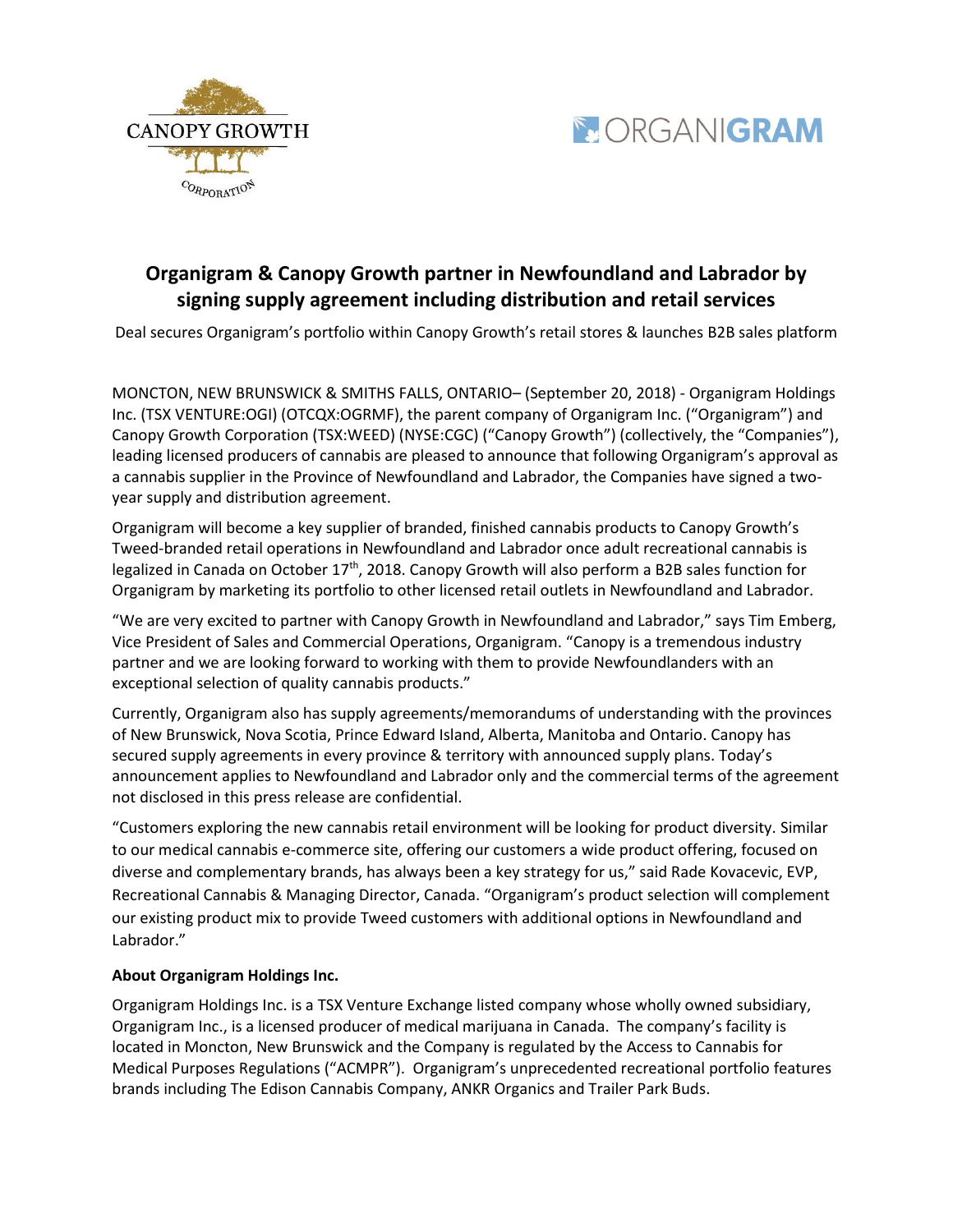# Organigram & Canopy Growth partner in Newfoundland and Labrador by signing supply agreement including distribution and retail services

Deal secures Organigram's portfolio within Canopy Growth's retail stores & launches B2B sales platform

MONCTON, NEW BRUNSWICK & SMITHS FALLS, ONTARIO– (September 20, 2018) - Organigram Holdings Inc. (TSX VENTURE:OGI) (OTCQX:OGRMF), the parent company of Organigram Inc. ("Organigram") and Canopy Growth Corporation (TSX:WEED) (NYSE:CGC) ("Canopy Growth") (collectively, the "Companies"), leading licensed producers of cannabis are pleased to announce that following Organigram's approval as a cannabis supplier in the Province of Newfoundland and Labrador, the Companies have signed a two-year supply and distribution agreement.

Organigram will become a key supplier of branded, finished cannabis products to Canopy Growth's Tweed-branded retail operations in Newfoundland and Labrador once adult recreational cannabis is legalized in Canada on October 17th, 2018. Canopy Growth will also perform a B2B sales function for Organigram by marketing its portfolio to other licensed retail outlets in Newfoundland and Labrador.

"We are very excited to partner with Canopy Growth in Newfoundland and Labrador," says Tim Emberg, Vice President of Sales and Commercial Operations, Organigram. "Canopy is a tremendous industry partner and we are looking forward to working with them to provide Newfoundlanders with an exceptional selection of quality cannabis products."

Currently, Organigram also has supply agreements/memorandums of understanding with the provinces of New Brunswick, Nova Scotia, Prince Edward Island, Alberta, Manitoba and Ontario. Canopy has secured supply agreements in every province & territory with announced supply plans. Today's announcement applies to Newfoundland and Labrador only and the commercial terms of the agreement not disclosed in this press release are confidential.

"Customers exploring the new cannabis retail environment will be looking for product diversity. Similar to our medical cannabis e-commerce site, offering our customers a wide product offering, focused on diverse and complementary brands, has always been a key strategy for us," said Rade Kovacevic, EVP, Recreational Cannabis & Managing Director, Canada. "Organigram's product selection will complement our existing product mix to provide Tweed customers with additional options in Newfoundland and Labrador."

**About Organigram Holdings Inc.**

Organigram Holdings Inc. is a TSX Venture Exchange listed company whose wholly owned subsidiary, Organigram Inc., is a licensed producer of medical marijuana in Canada. The company's facility is located in Moncton, New Brunswick and the Company is regulated by the Access to Cannabis for Medical Purposes Regulations ("ACMPR"). Organigram's unprecedented recreational portfolio features brands including The Edison Cannabis Company, ANKR Organics and Trailer Park Buds.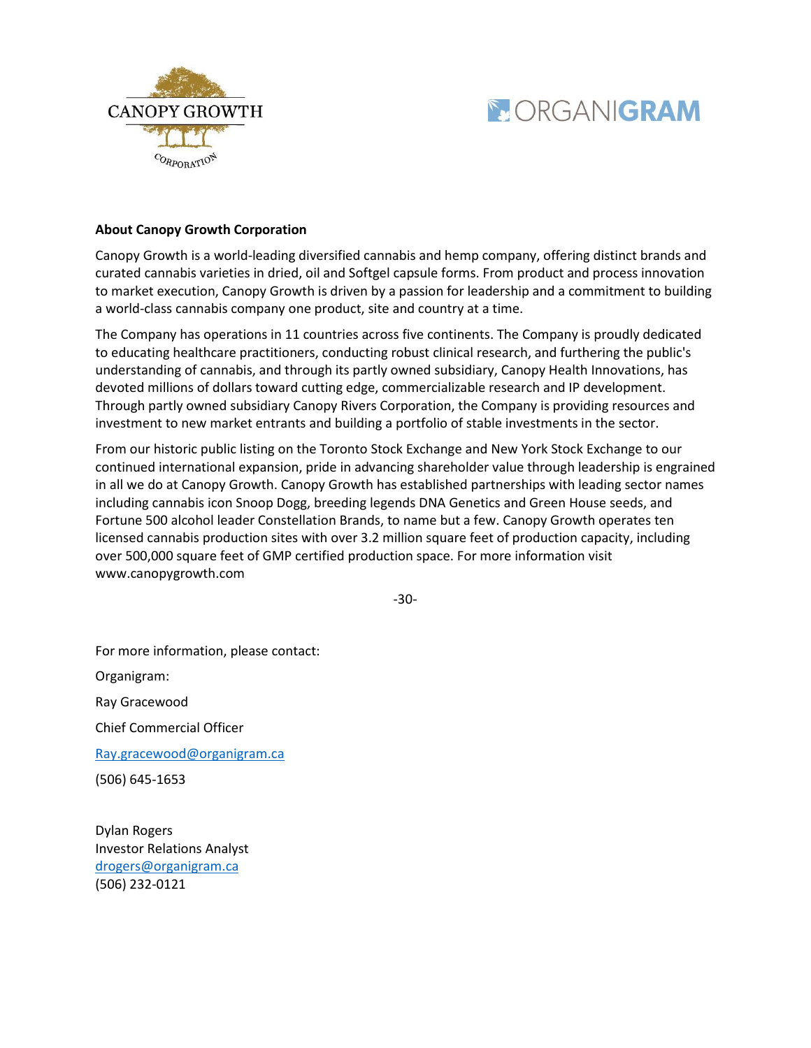**About Canopy Growth Corporation**

Canopy Growth is a world-leading diversified cannabis and hemp company, offering distinct brands and curated cannabis varieties in dried, oil and Softgel capsule forms. From product and process innovation to market execution, Canopy Growth is driven by a passion for leadership and a commitment to building a world-class cannabis company one product, site and country at a time.

The Company has operations in 11 countries across five continents. The Company is proudly dedicated to educating healthcare practitioners, conducting robust clinical research, and furthering the public's understanding of cannabis, and through its partly owned subsidiary, Canopy Health Innovations, has devoted millions of dollars toward cutting edge, commercializable research and IP development. Through partly owned subsidiary Canopy Rivers Corporation, the Company is providing resources and investment to new market entrants and building a portfolio of stable investments in the sector.

From our historic public listing on the Toronto Stock Exchange and New York Stock Exchange to our continued international expansion, pride in advancing shareholder value through leadership is engrained in all we do at Canopy Growth. Canopy Growth has established partnerships with leading sector names including cannabis icon Snoop Dogg, breeding legends DNA Genetics and Green House seeds, and Fortune 500 alcohol leader Constellation Brands, to name but a few. Canopy Growth operates ten licensed cannabis production sites with over 3.2 million square feet of production capacity, including over 500,000 square feet of GMP certified production space. For more information visit www.canopygrowth.com

-30-

For more information, please contact:

Organigram:

Ray Gracewood

Chief Commercial Officer

Ray.gracewood@organigram.ca

(506) 645-1653

Dylan Rogers
Investor Relations Analyst
drogers@organigram.ca
(506) 232-0121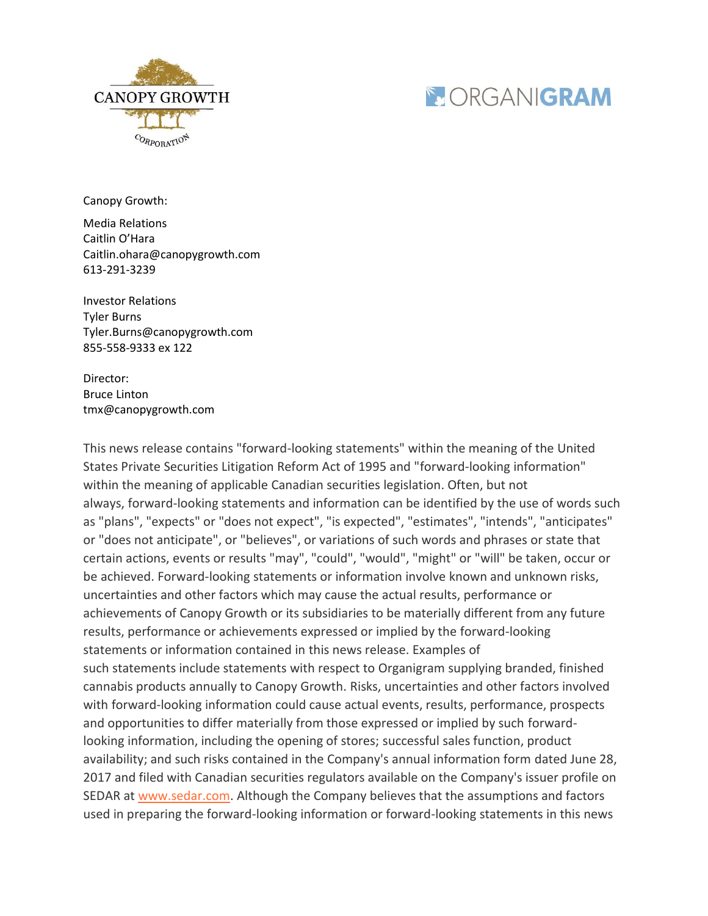Canopy Growth:

Media Relations
Caitlin O'Hara
Caitlin.ohara@canopygrowth.com
613-291-3239

Investor Relations
Tyler Burns
Tyler.Burns@canopygrowth.com
855-558-9333 ex 122

Director:
Bruce Linton
tmx@canopygrowth.com

This news release contains "forward-looking statements" within the meaning of the United States Private Securities Litigation Reform Act of 1995 and "forward-looking information" within the meaning of applicable Canadian securities legislation. Often, but not always, forward-looking statements and information can be identified by the use of words such as "plans", "expects" or "does not expect", "is expected", "estimates", "intends", "anticipates" or "does not anticipate", or "believes", or variations of such words and phrases or state that certain actions, events or results "may", "could", "would", "might" or "will" be taken, occur or be achieved. Forward-looking statements or information involve known and unknown risks, uncertainties and other factors which may cause the actual results, performance or achievements of Canopy Growth or its subsidiaries to be materially different from any future results, performance or achievements expressed or implied by the forward-looking statements or information contained in this news release. Examples of such statements include statements with respect to Organigram supplying branded, finished cannabis products annually to Canopy Growth. Risks, uncertainties and other factors involved with forward-looking information could cause actual events, results, performance, prospects and opportunities to differ materially from those expressed or implied by such forward-looking information, including the opening of stores; successful sales function, product availability; and such risks contained in the Company's annual information form dated June 28, 2017 and filed with Canadian securities regulators available on the Company's issuer profile on SEDAR at www.sedar.com. Although the Company believes that the assumptions and factors used in preparing the forward-looking information or forward-looking statements in this news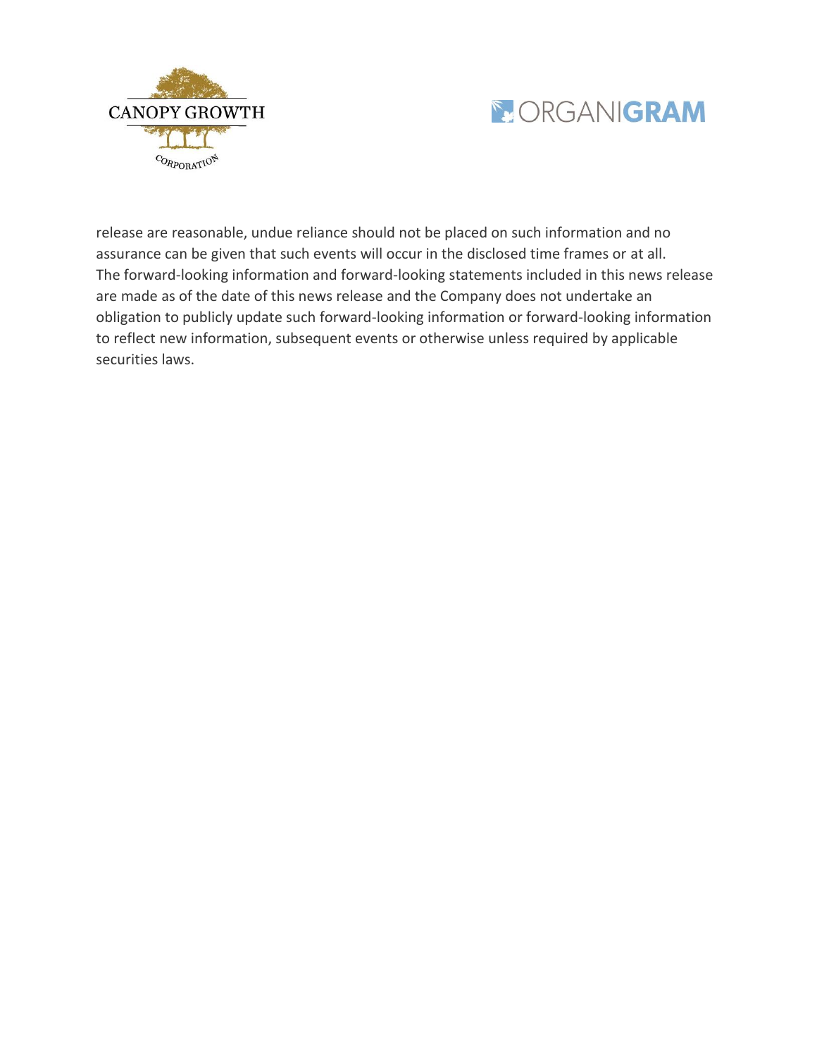release are reasonable, undue reliance should not be placed on such information and no assurance can be given that such events will occur in the disclosed time frames or at all. The forward-looking information and forward-looking statements included in this news release are made as of the date of this news release and the Company does not undertake an obligation to publicly update such forward-looking information or forward-looking information to reflect new information, subsequent events or otherwise unless required by applicable securities laws.